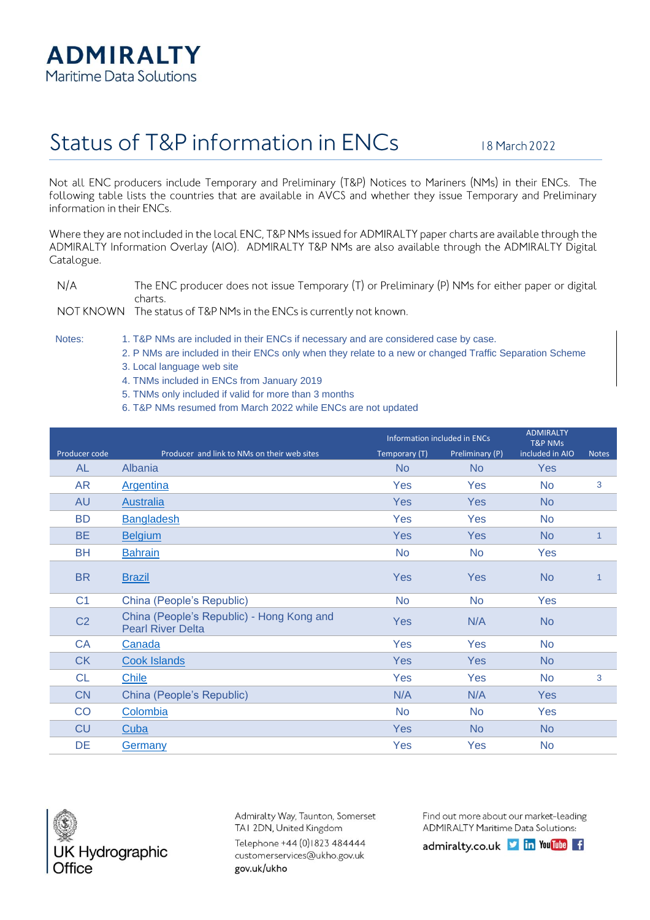ADMIRALTY
Maritime Data Solutions

# Status of T&P information in ENCs

18 March 2022

Not all ENC producers include Temporary and Preliminary (T&P) Notices to Mariners (NMs) in their ENCs. The following table lists the countries that are available in AVCS and whether they issue Temporary and Preliminary information in their ENCs.

Where they are not included in the local ENC, T&P NMs issued for ADMIRALTY paper charts are available through the ADMIRALTY Information Overlay (AIO). ADMIRALTY T&P NMs are also available through the ADMIRALTY Digital Catalogue.

| | |
|---|---|
| N/A | The ENC producer does not issue Temporary (T) or Preliminary (P) NMs for either paper or digital charts. |
| NOT KNOWN | The status of T&P NMs in the ENCs is currently not known. |

Notes:

1. T&P NMs are included in their ENCs if necessary and are considered case by case.
2. P NMs are included in their ENCs only when they relate to a new or changed Traffic Separation Scheme
3. Local language web site
4. TNMs included in ENCs from January 2019
5. TNMs only included if valid for more than 3 months
6. T&P NMs resumed from March 2022 while ENCs are not updated

| | | Information included in ENCs | | ADMIRALTY T&P NMs | |
|---|---|---|---|---|---|
| Producer code | Producer and link to NMs on their web sites | Temporary (T) | Preliminary (P) | included in AIO | Notes |
| AL | Albania | No | No | Yes | |
| AR | Argentina | Yes | Yes | No | 3 |
| AU | Australia | Yes | Yes | No | |
| BD | Bangladesh | Yes | Yes | No | |
| BE | Belgium | Yes | Yes | No | 1 |
| BH | Bahrain | No | No | Yes | |
| BR | Brazil | Yes | Yes | No | 1 |
| C1 | China (People's Republic) | No | No | Yes | |
| C2 | China (People's Republic) - Hong Kong and Pearl River Delta | Yes | N/A | No | |
| CA | Canada | Yes | Yes | No | |
| CK | Cook Islands | Yes | Yes | No | |
| CL | Chile | Yes | Yes | No | 3 |
| CN | China (People's Republic) | N/A | N/A | Yes | |
| CO | Colombia | No | No | Yes | |
| CU | Cuba | Yes | No | No | |
| DE | Germany | Yes | Yes | No | |

UK Hydrographic Office

Admiralty Way, Taunton, Somerset
TA1 2DN, United Kingdom
Telephone +44 (0)1823 484444
customerservices@ukho.gov.uk
gov.uk/ukho

Find out more about our market-leading ADMIRALTY Maritime Data Solutions:
admiralty.co.uk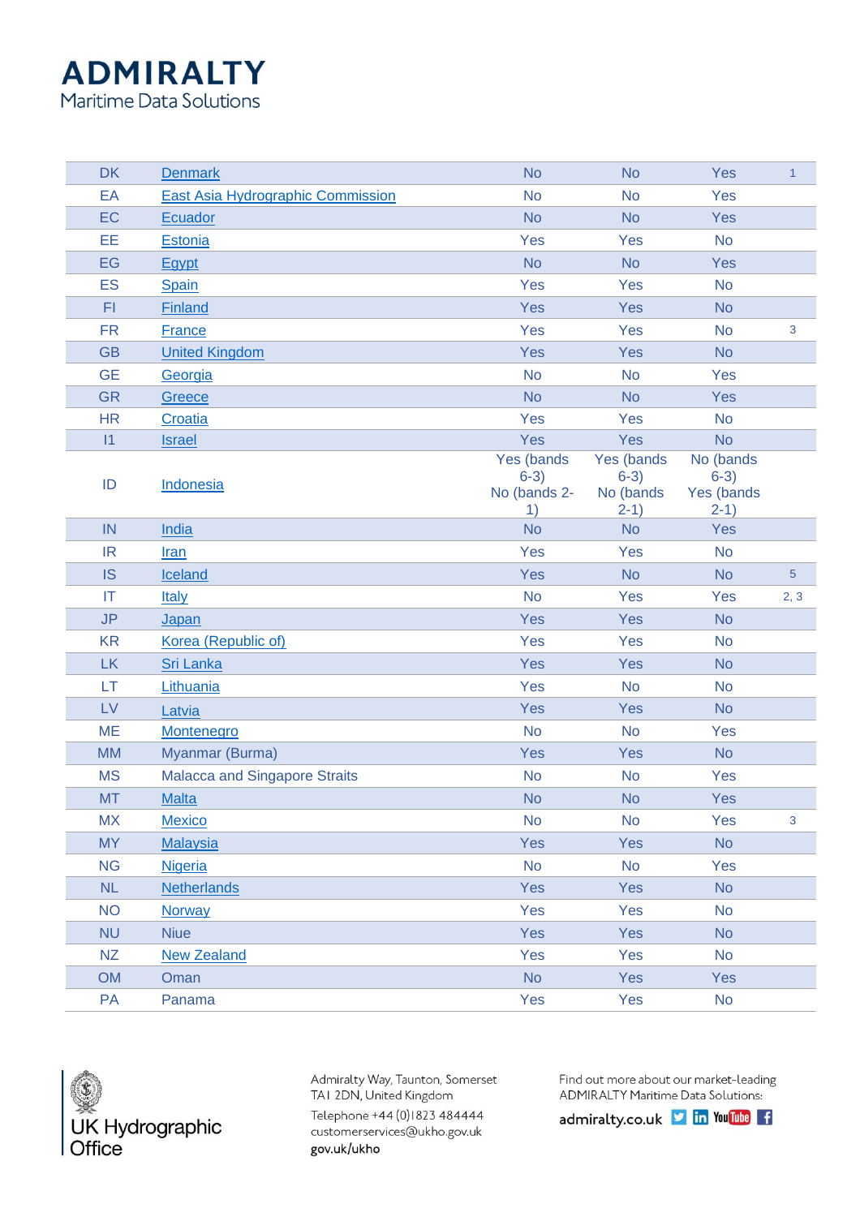# ADMIRALTY
Maritime Data Solutions

| | | | | | |
|---|---|---|---|---|---|
| DK | Denmark | No | No | Yes | 1 |
| EA | East Asia Hydrographic Commission | No | No | Yes | |
| EC | Ecuador | No | No | Yes | |
| EE | Estonia | Yes | Yes | No | |
| EG | Egypt | No | No | Yes | |
| ES | Spain | Yes | Yes | No | |
| FI | Finland | Yes | Yes | No | |
| FR | France | Yes | Yes | No | 3 |
| GB | United Kingdom | Yes | Yes | No | |
| GE | Georgia | No | No | Yes | |
| GR | Greece | No | No | Yes | |
| HR | Croatia | Yes | Yes | No | |
| I1 | Israel | Yes | Yes | No | |
| ID | Indonesia | Yes (bands 6-3) No (bands 2-1) | Yes (bands 6-3) No (bands 2-1) | No (bands 6-3) Yes (bands 2-1) | |
| IN | India | No | No | Yes | |
| IR | Iran | Yes | Yes | No | |
| IS | Iceland | Yes | No | No | 5 |
| IT | Italy | No | Yes | Yes | 2, 3 |
| JP | Japan | Yes | Yes | No | |
| KR | Korea (Republic of) | Yes | Yes | No | |
| LK | Sri Lanka | Yes | Yes | No | |
| LT | Lithuania | Yes | No | No | |
| LV | Latvia | Yes | Yes | No | |
| ME | Montenegro | No | No | Yes | |
| MM | Myanmar (Burma) | Yes | Yes | No | |
| MS | Malacca and Singapore Straits | No | No | Yes | |
| MT | Malta | No | No | Yes | |
| MX | Mexico | No | No | Yes | 3 |
| MY | Malaysia | Yes | Yes | No | |
| NG | Nigeria | No | No | Yes | |
| NL | Netherlands | Yes | Yes | No | |
| NO | Norway | Yes | Yes | No | |
| NU | Niue | Yes | Yes | No | |
| NZ | New Zealand | Yes | Yes | No | |
| OM | Oman | No | Yes | Yes | |
| PA | Panama | Yes | Yes | No | |

UK Hydrographic Office

Admiralty Way, Taunton, Somerset
TA1 2DN, United Kingdom
Telephone +44 (0)1823 484444
customerservices@ukho.gov.uk
gov.uk/ukho

Find out more about our market-leading ADMIRALTY Maritime Data Solutions:
admiralty.co.uk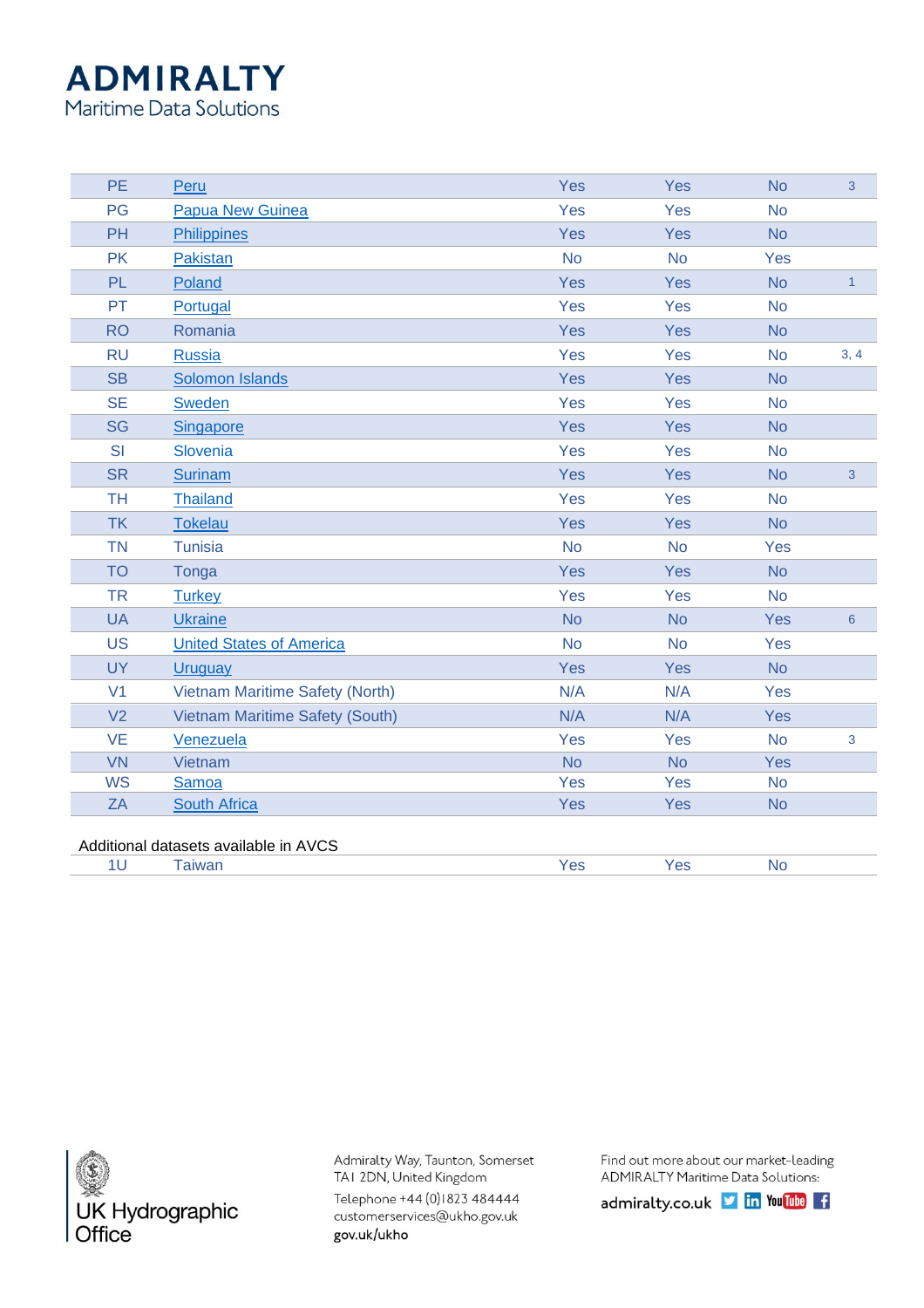# ADMIRALTY
Maritime Data Solutions

| | | | | | |
|---|---|---|---|---|---|
| PE | Peru | Yes | Yes | No | 3 |
| PG | Papua New Guinea | Yes | Yes | No | |
| PH | Philippines | Yes | Yes | No | |
| PK | Pakistan | No | No | Yes | |
| PL | Poland | Yes | Yes | No | 1 |
| PT | Portugal | Yes | Yes | No | |
| RO | Romania | Yes | Yes | No | |
| RU | Russia | Yes | Yes | No | 3, 4 |
| SB | Solomon Islands | Yes | Yes | No | |
| SE | Sweden | Yes | Yes | No | |
| SG | Singapore | Yes | Yes | No | |
| SI | Slovenia | Yes | Yes | No | |
| SR | Surinam | Yes | Yes | No | 3 |
| TH | Thailand | Yes | Yes | No | |
| TK | Tokelau | Yes | Yes | No | |
| TN | Tunisia | No | No | Yes | |
| TO | Tonga | Yes | Yes | No | |
| TR | Turkey | Yes | Yes | No | |
| UA | Ukraine | No | No | Yes | 6 |
| US | United States of America | No | No | Yes | |
| UY | Uruguay | Yes | Yes | No | |
| V1 | Vietnam Maritime Safety (North) | N/A | N/A | Yes | |
| V2 | Vietnam Maritime Safety (South) | N/A | N/A | Yes | |
| VE | Venezuela | Yes | Yes | No | 3 |
| VN | Vietnam | No | No | Yes | |
| WS | Samoa | Yes | Yes | No | |
| ZA | South Africa | Yes | Yes | No | |

Additional datasets available in AVCS

| | | | | | |
|---|---|---|---|---|---|
| 1U | Taiwan | Yes | Yes | No | |

UK Hydrographic Office

Admiralty Way, Taunton, Somerset
TA1 2DN, United Kingdom
Telephone +44 (0)1823 484444
customerservices@ukho.gov.uk
gov.uk/ukho

Find out more about our market-leading ADMIRALTY Maritime Data Solutions:
admiralty.co.uk